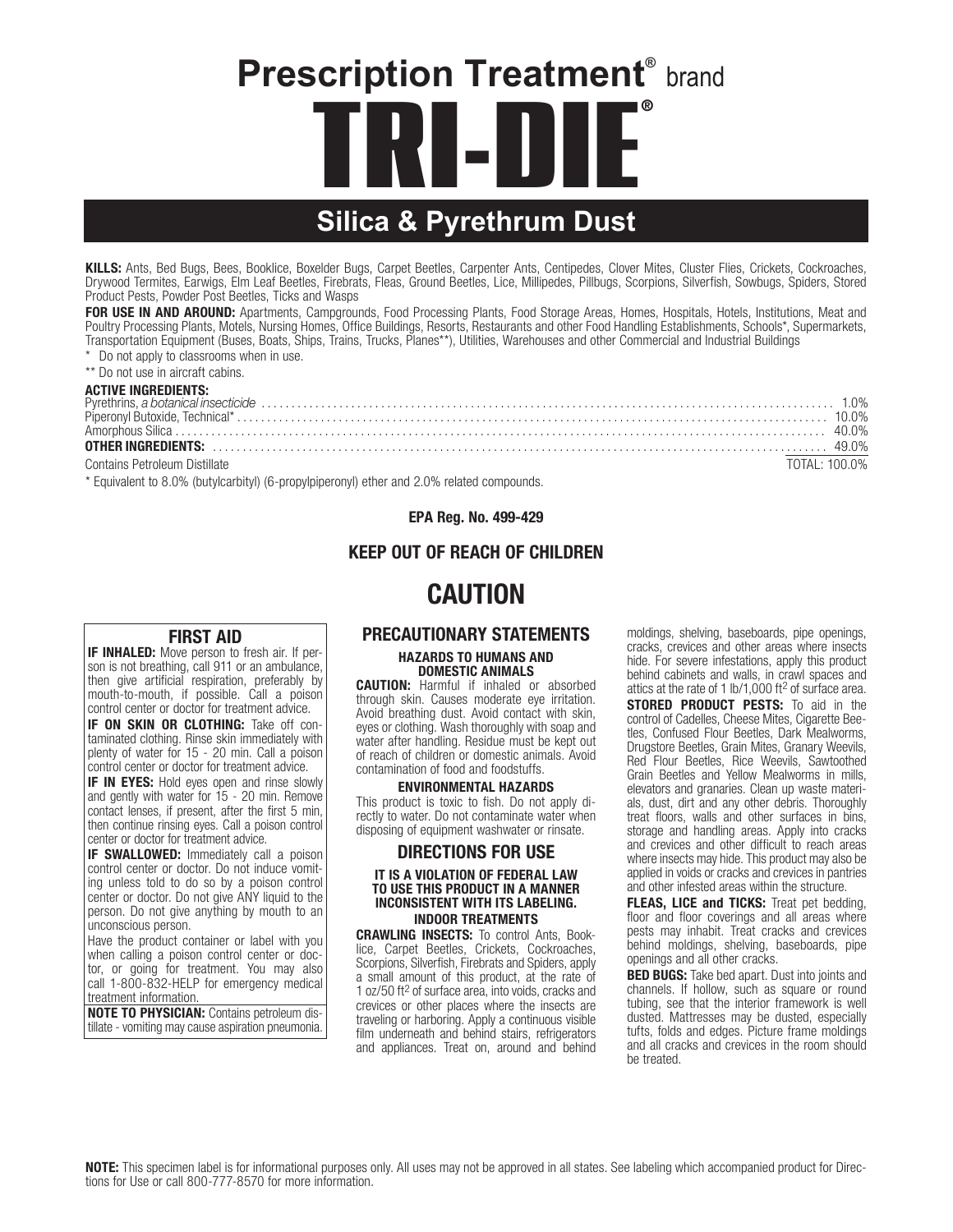# Prescription Treatment® brand

# TRI-DIE®

## Silica & Pyrethrum Dust

**KILLS:** Ants, Bed Bugs, Bees, Booklice, Boxelder Bugs, Carpet Beetles, Carpenter Ants, Centipedes, Clover Mites, Cluster Flies, Crickets, Cockroaches, Drywood Termites, Earwigs, Elm Leaf Beetles, Firebrats, Fleas, Ground Beetles, Lice, Millipedes, Pillbugs, Scorpions, Silverfish, Sowbugs, Spiders, Stored Product Pests, Powder Post Beetles, Ticks and Wasps

**FOR USE IN AND AROUND:** Apartments, Campgrounds, Food Processing Plants, Food Storage Areas, Homes, Hospitals, Hotels, Institutions, Meat and Poultry Processing Plants, Motels, Nursing Homes, Office Buildings, Resorts, Restaurants and other Food Handling Establishments, Schools*, Supermarkets, Transportation Equipment (Buses, Boats, Ships, Trains, Trucks, Planes**), Utilities, Warehouses and other Commercial and Industrial Buildings

\* Do not apply to classrooms when in use.

\*\* Do not use in aircraft cabins.

**ACTIVE INGREDIENTS:**

| | |
|---|---|
| Pyrethrins, *a botanical insecticide* | 1.0% |
| Piperonyl Butoxide, Technical* | 10.0% |
| Amorphous Silica | 40.0% |
| **OTHER INGREDIENTS:** | 49.0% |
| Contains Petroleum Distillate | TOTAL: 100.0% |

\* Equivalent to 8.0% (butylcarbityl) (6-propylpiperonyl) ether and 2.0% related compounds.

**EPA Reg. No. 499-429**

**KEEP OUT OF REACH OF CHILDREN**

# CAUTION

### FIRST AID

**IF INHALED:** Move person to fresh air. If person is not breathing, call 911 or an ambulance, then give artificial respiration, preferably by mouth-to-mouth, if possible. Call a poison control center or doctor for treatment advice.

**IF ON SKIN OR CLOTHING:** Take off contaminated clothing. Rinse skin immediately with plenty of water for 15 - 20 min. Call a poison control center or doctor for treatment advice.

**IF IN EYES:** Hold eyes open and rinse slowly and gently with water for 15 - 20 min. Remove contact lenses, if present, after the first 5 min, then continue rinsing eyes. Call a poison control center or doctor for treatment advice.

**IF SWALLOWED:** Immediately call a poison control center or doctor. Do not induce vomiting unless told to do so by a poison control center or doctor. Do not give ANY liquid to the person. Do not give anything by mouth to an unconscious person.

Have the product container or label with you when calling a poison control center or doctor, or going for treatment. You may also call 1-800-832-HELP for emergency medical treatment information.

**NOTE TO PHYSICIAN:** Contains petroleum distillate - vomiting may cause aspiration pneumonia.

### PRECAUTIONARY STATEMENTS

#### HAZARDS TO HUMANS AND DOMESTIC ANIMALS

**CAUTION:** Harmful if inhaled or absorbed through skin. Causes moderate eye irritation. Avoid breathing dust. Avoid contact with skin, eyes or clothing. Wash thoroughly with soap and water after handling. Residue must be kept out of reach of children or domestic animals. Avoid contamination of food and foodstuffs.

#### ENVIRONMENTAL HAZARDS

This product is toxic to fish. Do not apply directly to water. Do not contaminate water when disposing of equipment washwater or rinsate.

### DIRECTIONS FOR USE

**IT IS A VIOLATION OF FEDERAL LAW TO USE THIS PRODUCT IN A MANNER INCONSISTENT WITH ITS LABELING.**

#### INDOOR TREATMENTS

**CRAWLING INSECTS:** To control Ants, Booklice, Carpet Beetles, Crickets, Cockroaches, Scorpions, Silverfish, Firebrats and Spiders, apply a small amount of this product, at the rate of 1 oz/50 ft$^2$ of surface area, into voids, cracks and crevices or other places where the insects are traveling or harboring. Apply a continuous visible film underneath and behind stairs, refrigerators and appliances. Treat on, around and behind moldings, shelving, baseboards, pipe openings, cracks, crevices and other areas where insects hide. For severe infestations, apply this product behind cabinets and walls, in crawl spaces and attics at the rate of 1 lb/1,000 ft$^2$ of surface area.

**STORED PRODUCT PESTS:** To aid in the control of Cadelles, Cheese Mites, Cigarette Beetles, Confused Flour Beetles, Dark Mealworms, Drugstore Beetles, Grain Mites, Granary Weevils, Red Flour Beetles, Rice Weevils, Sawtoothed Grain Beetles and Yellow Mealworms in mills, elevators and granaries. Clean up waste materials, dust, dirt and any other debris. Thoroughly treat floors, walls and other surfaces in bins, storage and handling areas. Apply into cracks and crevices and other difficult to reach areas where insects may hide. This product may also be applied in voids or cracks and crevices in pantries and other infested areas within the structure.

**FLEAS, LICE and TICKS:** Treat pet bedding, floor and floor coverings and all areas where pests may inhabit. Treat cracks and crevices behind moldings, shelving, baseboards, pipe openings and all other cracks.

**BED BUGS:** Take bed apart. Dust into joints and channels. If hollow, such as square or round tubing, see that the interior framework is well dusted. Mattresses may be dusted, especially tufts, folds and edges. Picture frame moldings and all cracks and crevices in the room should be treated.

**NOTE:** This specimen label is for informational purposes only. All uses may not be approved in all states. See labeling which accompanied product for Directions for Use or call 800-777-8570 for more information.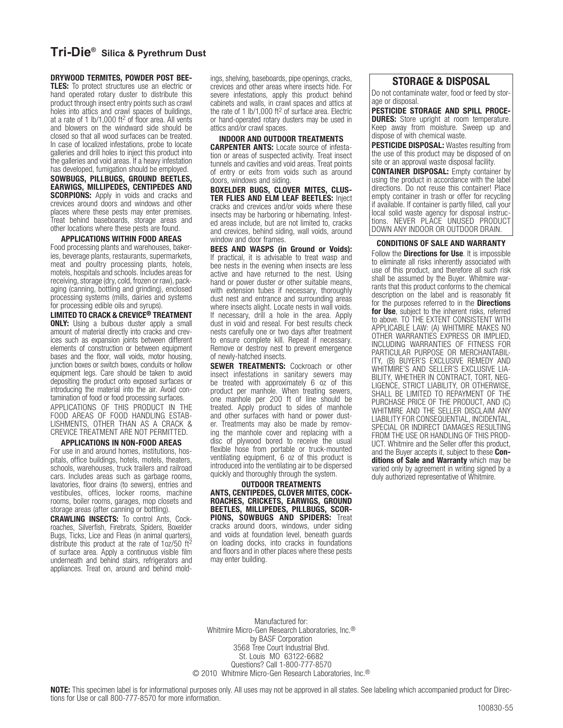# Tri-Die® Silica & Pyrethrum Dust

**DRYWOOD TERMITES, POWDER POST BEETLES:** To protect structures use an electric or hand operated rotary duster to distribute this product through insect entry points such as crawl holes into attics and crawl spaces of buildings, at a rate of 1 lb/1,000 ft$^2$ of floor area. All vents and blowers on the windward side should be closed so that all wood surfaces can be treated. In case of localized infestations, probe to locate galleries and drill holes to inject this product into the galleries and void areas. If a heavy infestation has developed, fumigation should be employed.

**SOWBUGS, PILLBUGS, GROUND BEETLES, EARWIGS, MILLIPEDES, CENTIPEDES AND SCORPIONS:** Apply in voids and cracks and crevices around doors and windows and other places where these pests may enter premises. Treat behind baseboards, storage areas and other locations where these pests are found.

### APPLICATIONS WITHIN FOOD AREAS

Food processing plants and warehouses, bakeries, beverage plants, restaurants, supermarkets, meat and poultry processing plants, hotels, motels, hospitals and schools. Includes areas for receiving, storage (dry, cold, frozen or raw), packaging (canning, bottling and grinding), enclosed processing systems (mills, dairies and systems for processing edible oils and syrups).

**LIMITED TO CRACK & CREVICE® TREATMENT ONLY:** Using a bulbous duster apply a small amount of material directly into cracks and crevices such as expansion joints between different elements of construction or between equipment bases and the floor, wall voids, motor housing, junction boxes or switch boxes, conduits or hollow equipment legs. Care should be taken to avoid depositing the product onto exposed surfaces or introducing the material into the air. Avoid contamination of food or food processing surfaces.

APPLICATIONS OF THIS PRODUCT IN THE FOOD AREAS OF FOOD HANDLING ESTABLISHMENTS, OTHER THAN AS A CRACK & CREVICE TREATMENT ARE NOT PERMITTED.

### APPLICATIONS IN NON-FOOD AREAS

For use in and around homes, institutions, hospitals, office buildings, hotels, motels, theaters, schools, warehouses, truck trailers and railroad cars. Includes areas such as garbage rooms, lavatories, floor drains (to sewers), entries and vestibules, offices, locker rooms, machine rooms, boiler rooms, garages, mop closets and storage areas (after canning or bottling).

**CRAWLING INSECTS:** To control Ants, Cockroaches, Silverfish, Firebrats, Spiders, Boxelder Bugs, Ticks, Lice and Fleas (in animal quarters), distribute this product at the rate of 1oz/50 ft$^2$ of surface area. Apply a continuous visible film underneath and behind stairs, refrigerators and appliances. Treat on, around and behind moldings, shelving, baseboards, pipe openings, cracks, crevices and other areas where insects hide. For severe infestations, apply this product behind cabinets and walls, in crawl spaces and attics at the rate of 1 lb/1,000 ft$^2$ of surface area. Electric or hand-operated rotary dusters may be used in attics and/or crawl spaces.

### INDOOR AND OUTDOOR TREATMENTS

**CARPENTER ANTS:** Locate source of infestation or areas of suspected activity. Treat insect tunnels and cavities and void areas. Treat points of entry or exits from voids such as around doors, windows and siding.

**BOXELDER BUGS, CLOVER MITES, CLUSTER FLIES AND ELM LEAF BEETLES:** Inject cracks and crevices and/or voids where these insects may be harboring or hibernating. Infested areas include, but are not limited to, cracks and crevices, behind siding, wall voids, around window and door frames.

**BEES AND WASPS (in Ground or Voids):** If practical, it is advisable to treat wasp and bee nests in the evening when insects are less active and have returned to the nest. Using hand or power duster or other suitable means, with extension tubes if necessary, thoroughly dust nest and entrance and surrounding areas where insects alight. Locate nests in wall voids. If necessary, drill a hole in the area. Apply dust in void and reseal. For best results check nests carefully one or two days after treatment to ensure complete kill. Repeat if necessary. Remove or destroy nest to prevent emergence of newly-hatched insects.

**SEWER TREATMENTS:** Cockroach or other insect infestations in sanitary sewers may be treated with approximately 6 oz of this product per manhole. When treating sewers, one manhole per 200 ft of line should be treated. Apply product to sides of manhole and other surfaces with hand or power duster. Treatments may also be made by removing the manhole cover and replacing with a disc of plywood bored to receive the usual flexible hose from portable or truck-mounted ventilating equipment, 6 oz of this product is introduced into the ventilating air to be dispersed quickly and thoroughly through the system.

### OUTDOOR TREATMENTS

**ANTS, CENTIPEDES, CLOVER MITES, COCKROACHES, CRICKETS, EARWIGS, GROUND BEETLES, MILLIPEDES, PILLBUGS, SCORPIONS, SOWBUGS AND SPIDERS:** Treat cracks around doors, windows, under siding and voids at foundation level, beneath guards on loading docks, into cracks in foundations and floors and in other places where these pests may enter building.

## STORAGE & DISPOSAL

Do not contaminate water, food or feed by storage or disposal.

**PESTICIDE STORAGE AND SPILL PROCEDURES:** Store upright at room temperature. Keep away from moisture. Sweep up and dispose of with chemical waste.

**PESTICIDE DISPOSAL:** Wastes resulting from the use of this product may be disposed of on site or an approval waste disposal facility.

**CONTAINER DISPOSAL:** Empty container by using the product in accordance with the label directions. Do not reuse this container! Place empty container in trash or offer for recycling if available. If container is partly filled, call your local solid waste agency for disposal instructions. NEVER PLACE UNUSED PRODUCT DOWN ANY INDOOR OR OUTDOOR DRAIN.

### CONDITIONS OF SALE AND WARRANTY

Follow the **Directions for Use**. It is impossible to eliminate all risks inherently associated with use of this product, and therefore all such risk shall be assumed by the Buyer. Whitmire warrants that this product conforms to the chemical description on the label and is reasonably fit for the purposes referred to in the **Directions for Use**, subject to the inherent risks, referred to above. TO THE EXTENT CONSISTENT WITH APPLICABLE LAW: (A) WHITMIRE MAKES NO OTHER WARRANTIES EXPRESS OR IMPLIED, INCLUDING WARRANTIES OF FITNESS FOR PARTICULAR PURPOSE OR MERCHANTABILITY, (B) BUYER'S EXCLUSIVE REMEDY AND WHITMIRE'S AND SELLER'S EXCLUSIVE LIABILITY, WHETHER IN CONTRACT, TORT, NEGLIGENCE, STRICT LIABILITY, OR OTHERWISE, SHALL BE LIMITED TO REPAYMENT OF THE PURCHASE PRICE OF THE PRODUCT, AND (C) WHITMIRE AND THE SELLER DISCLAIM ANY LIABILITY FOR CONSEQUENTIAL, INCIDENTAL, SPECIAL OR INDIRECT DAMAGES RESULTING FROM THE USE OR HANDLING OF THIS PRODUCT. Whitmire and the Seller offer this product, and the Buyer accepts it, subject to these **Conditions of Sale and Warranty** which may be varied only by agreement in writing signed by a duly authorized representative of Whitmire.

Manufactured for:
Whitmire Micro-Gen Research Laboratories, Inc.®
by BASF Corporation
3568 Tree Court Industrial Blvd.
St. Louis MO 63122-6682
Questions? Call 1-800-777-8570
© 2010 Whitmire Micro-Gen Research Laboratories, Inc.®

**NOTE:** This specimen label is for informational purposes only. All uses may not be approved in all states. See labeling which accompanied product for Directions for Use or call 800-777-8570 for more information.

100830-55